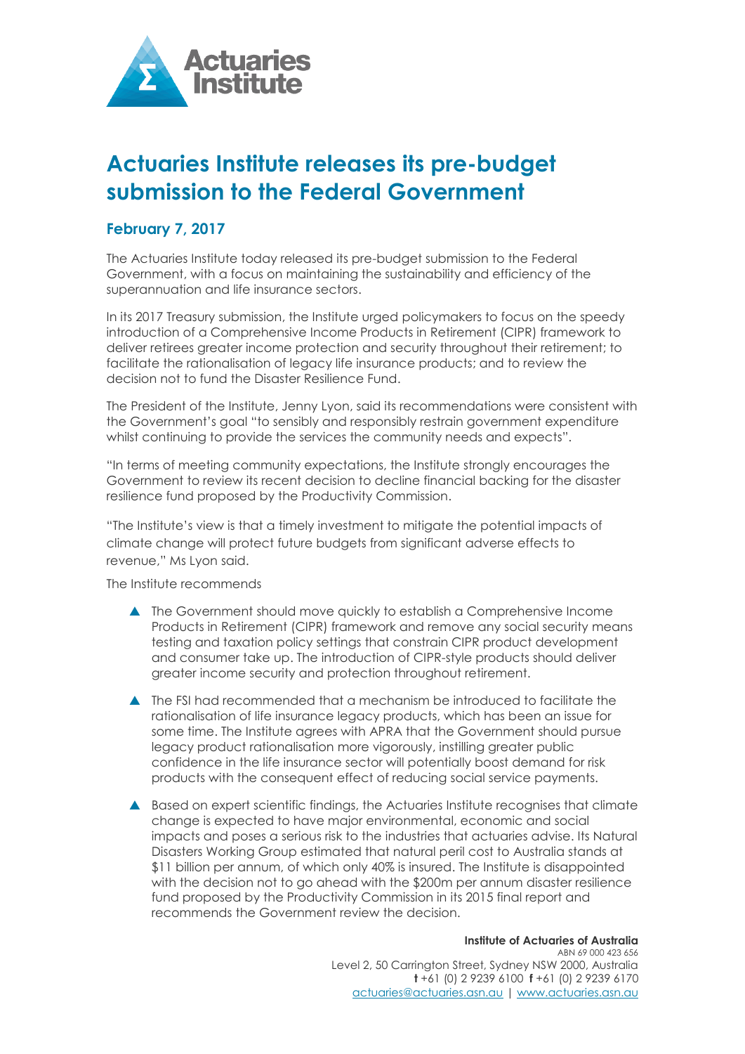# Actuaries Institute releases its pre-budget submission to the Federal Government

## February 7, 2017

The Actuaries Institute today released its pre-budget submission to the Federal Government, with a focus on maintaining the sustainability and efficiency of the superannuation and life insurance sectors.

In its 2017 Treasury submission, the Institute urged policymakers to focus on the speedy introduction of a Comprehensive Income Products in Retirement (CIPR) framework to deliver retirees greater income protection and security throughout their retirement; to facilitate the rationalisation of legacy life insurance products; and to review the decision not to fund the Disaster Resilience Fund.

The President of the Institute, Jenny Lyon, said its recommendations were consistent with the Government's goal "to sensibly and responsibly restrain government expenditure whilst continuing to provide the services the community needs and expects".

"In terms of meeting community expectations, the Institute strongly encourages the Government to review its recent decision to decline financial backing for the disaster resilience fund proposed by the Productivity Commission.

"The Institute's view is that a timely investment to mitigate the potential impacts of climate change will protect future budgets from significant adverse effects to revenue," Ms Lyon said.

The Institute recommends

- The Government should move quickly to establish a Comprehensive Income Products in Retirement (CIPR) framework and remove any social security means testing and taxation policy settings that constrain CIPR product development and consumer take up. The introduction of CIPR-style products should deliver greater income security and protection throughout retirement.
- The FSI had recommended that a mechanism be introduced to facilitate the rationalisation of life insurance legacy products, which has been an issue for some time. The Institute agrees with APRA that the Government should pursue legacy product rationalisation more vigorously, instilling greater public confidence in the life insurance sector will potentially boost demand for risk products with the consequent effect of reducing social service payments.
- Based on expert scientific findings, the Actuaries Institute recognises that climate change is expected to have major environmental, economic and social impacts and poses a serious risk to the industries that actuaries advise. Its Natural Disasters Working Group estimated that natural peril cost to Australia stands at $11 billion per annum, of which only 40% is insured. The Institute is disappointed with the decision not to go ahead with the $200m per annum disaster resilience fund proposed by the Productivity Commission in its 2015 final report and recommends the Government review the decision.

**Institute of Actuaries of Australia**
ABN 69 000 423 656
Level 2, 50 Carrington Street, Sydney NSW 2000, Australia
**t** +61 (0) 2 9239 6100 **f** +61 (0) 2 9239 6170
actuaries@actuaries.asn.au | www.actuaries.asn.au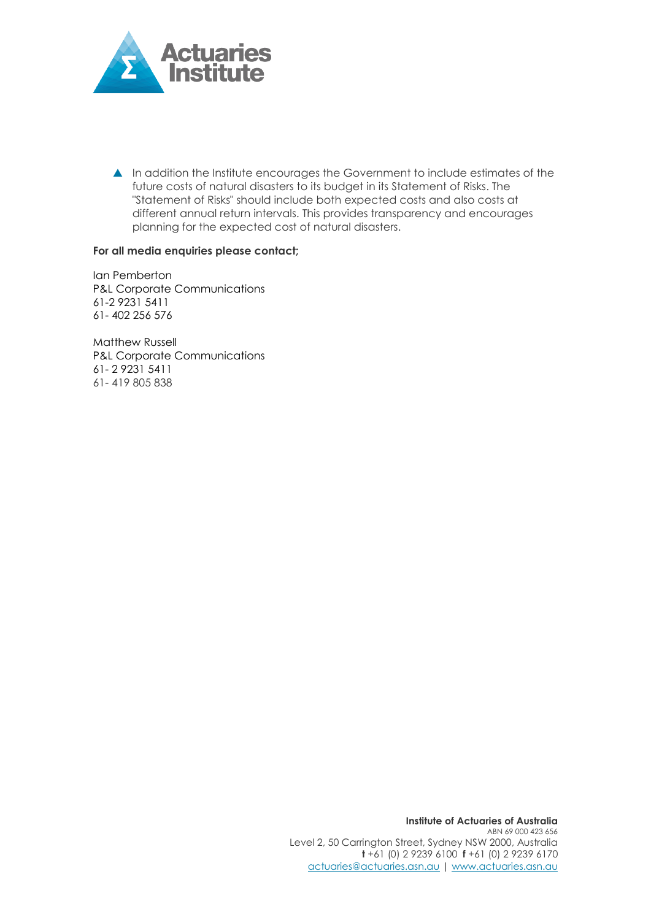- In addition the Institute encourages the Government to include estimates of the future costs of natural disasters to its budget in its Statement of Risks. The "Statement of Risks" should include both expected costs and also costs at different annual return intervals. This provides transparency and encourages planning for the expected cost of natural disasters.

**For all media enquiries please contact;**

Ian Pemberton
P&L Corporate Communications
61-2 9231 5411
61- 402 256 576

Matthew Russell
P&L Corporate Communications
61- 2 9231 5411
61- 419 805 838

**Institute of Actuaries of Australia**
ABN 69 000 423 656
Level 2, 50 Carrington Street, Sydney NSW 2000, Australia
**t** +61 (0) 2 9239 6100 **f** +61 (0) 2 9239 6170
actuaries@actuaries.asn.au | www.actuaries.asn.au